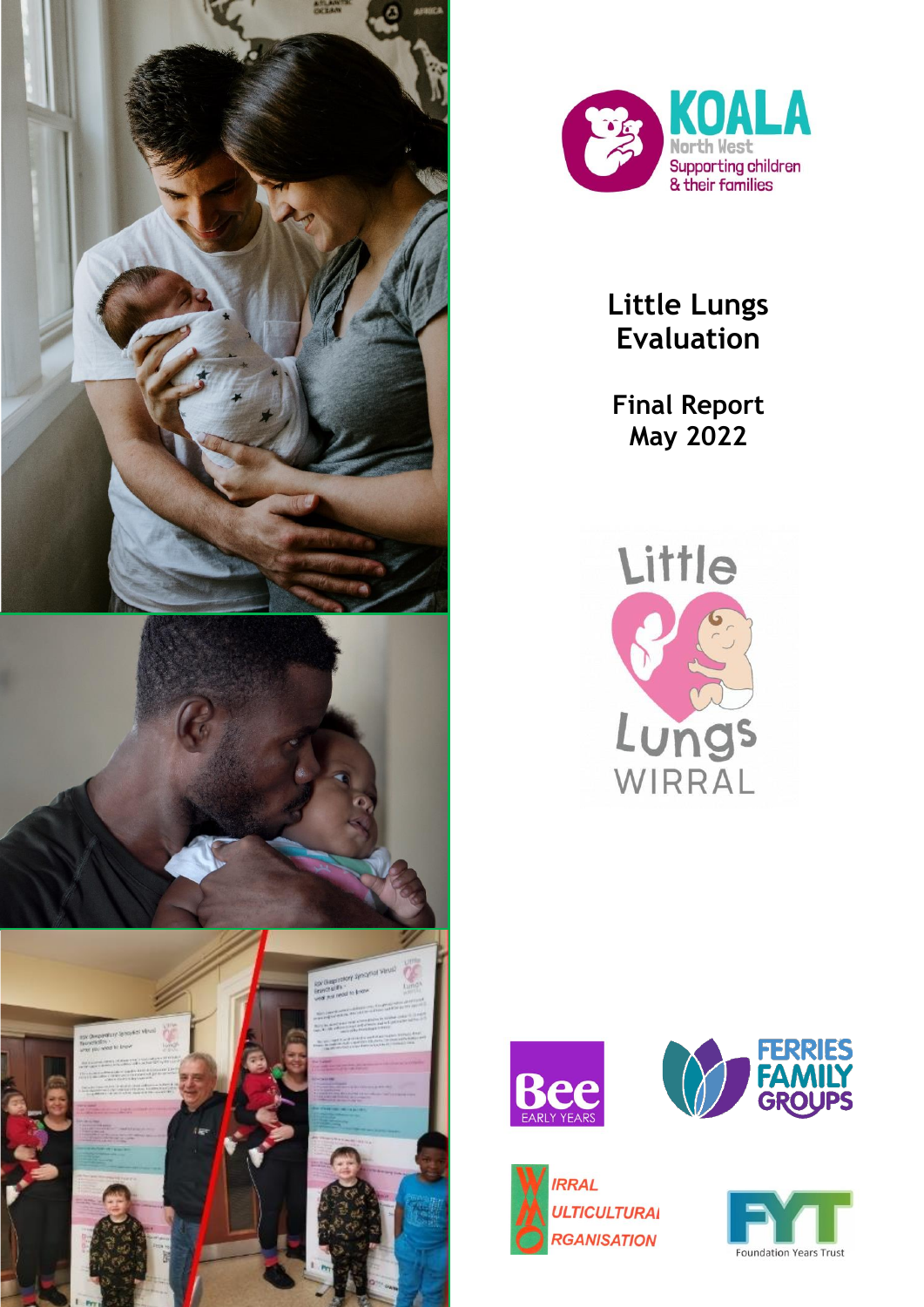KOALA North West
Supporting children & their families

# Little Lungs Evaluation

**Final Report**
**May 2022**

Little Lungs WIRRAL

Bee EARLY YEARS

FERRIES FAMILY GROUPS

WIRRAL MULTICULTURAL ORGANISATION

FYT Foundation Years Trust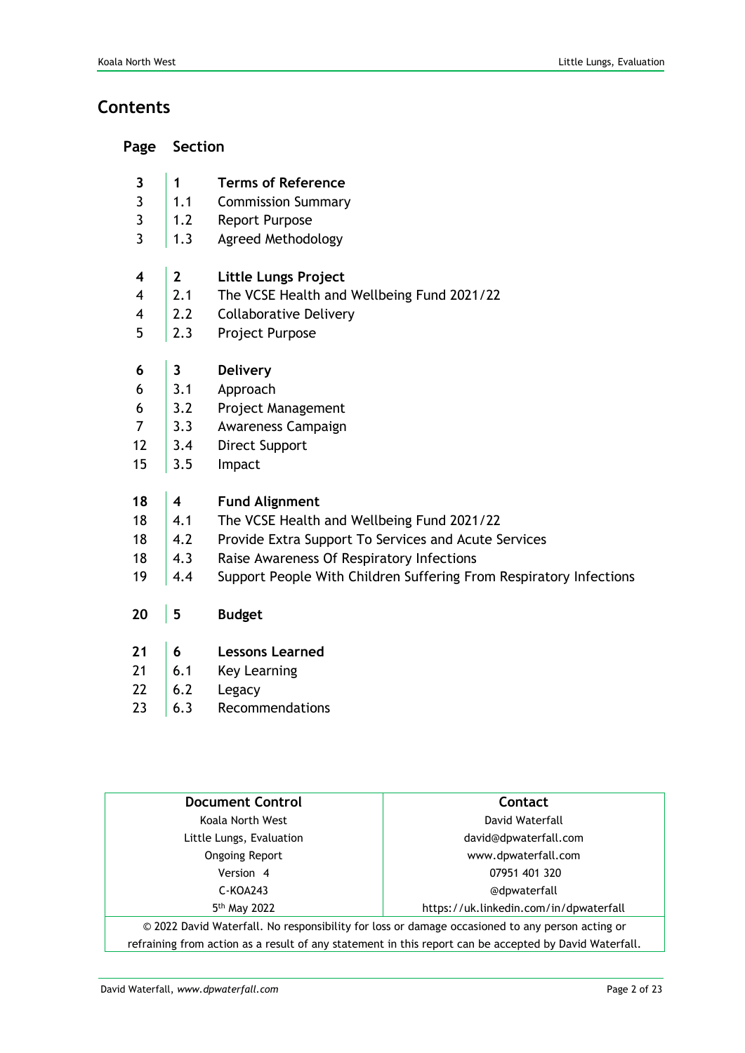## Contents

| Page | Section | |
|---|---|---|
| **3** | **1** | **Terms of Reference** |
| 3 | 1.1 | Commission Summary |
| 3 | 1.2 | Report Purpose |
| 3 | 1.3 | Agreed Methodology |
| **4** | **2** | **Little Lungs Project** |
| 4 | 2.1 | The VCSE Health and Wellbeing Fund 2021/22 |
| 4 | 2.2 | Collaborative Delivery |
| 5 | 2.3 | Project Purpose |
| **6** | **3** | **Delivery** |
| 6 | 3.1 | Approach |
| 6 | 3.2 | Project Management |
| 7 | 3.3 | Awareness Campaign |
| 12 | 3.4 | Direct Support |
| 15 | 3.5 | Impact |
| **18** | **4** | **Fund Alignment** |
| 18 | 4.1 | The VCSE Health and Wellbeing Fund 2021/22 |
| 18 | 4.2 | Provide Extra Support To Services and Acute Services |
| 18 | 4.3 | Raise Awareness Of Respiratory Infections |
| 19 | 4.4 | Support People With Children Suffering From Respiratory Infections |
| **20** | **5** | **Budget** |
| **21** | **6** | **Lessons Learned** |
| 21 | 6.1 | Key Learning |
| 22 | 6.2 | Legacy |
| 23 | 6.3 | Recommendations |

| **Document Control** | **Contact** |
|---|---|
| Koala North West | David Waterfall |
| Little Lungs, Evaluation | david@dpwaterfall.com |
| Ongoing Report | www.dpwaterfall.com |
| Version 4 | 07951 401 320 |
| C-KOA243 | @dpwaterfall |
| 5th May 2022 | https://uk.linkedin.com/in/dpwaterfall |

© 2022 David Waterfall. No responsibility for loss or damage occasioned to any person acting or refraining from action as a result of any statement in this report can be accepted by David Waterfall.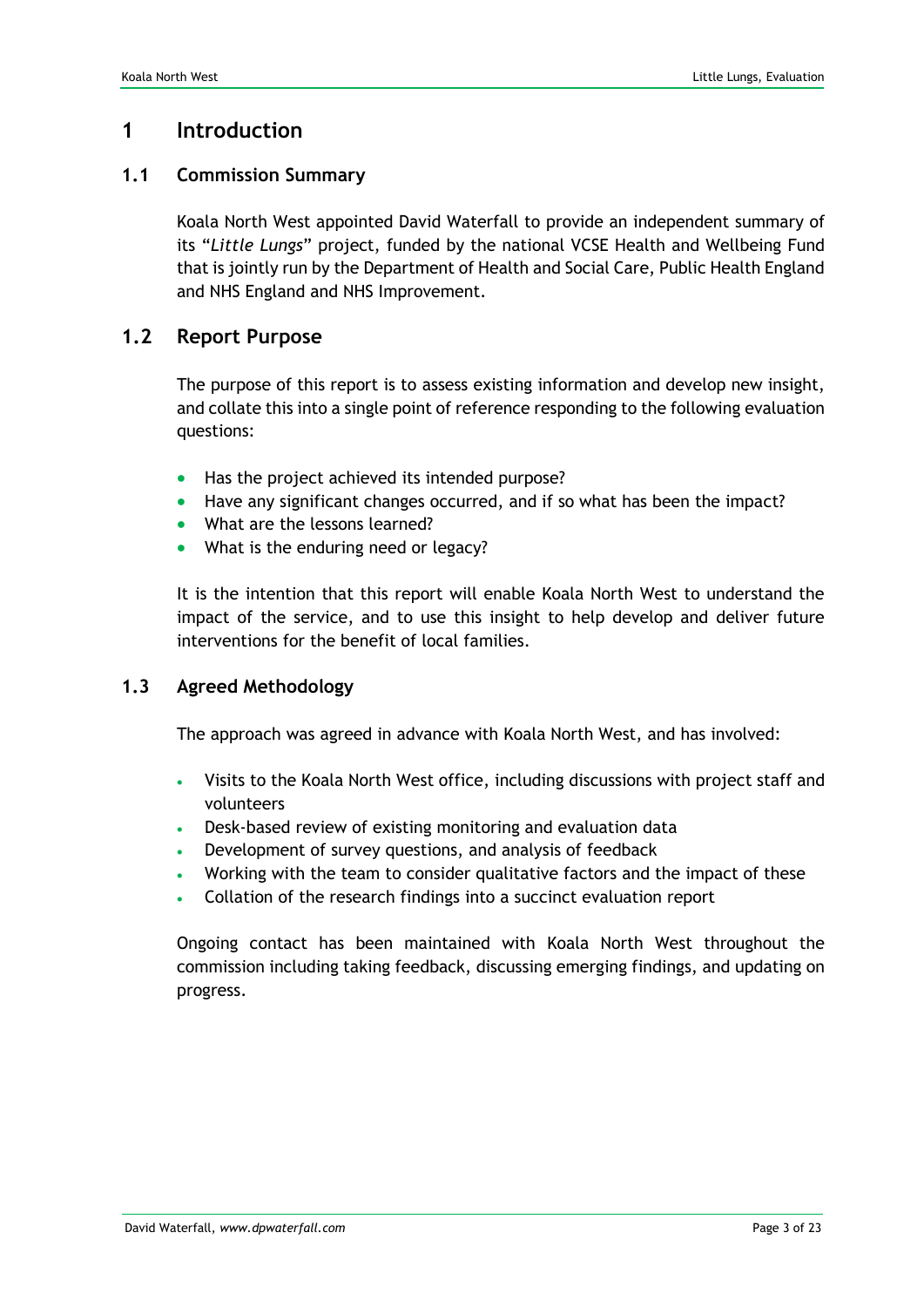# 1 Introduction

## 1.1 Commission Summary

Koala North West appointed David Waterfall to provide an independent summary of its "*Little Lungs*" project, funded by the national VCSE Health and Wellbeing Fund that is jointly run by the Department of Health and Social Care, Public Health England and NHS England and NHS Improvement.

## 1.2 Report Purpose

The purpose of this report is to assess existing information and develop new insight, and collate this into a single point of reference responding to the following evaluation questions:

- Has the project achieved its intended purpose?
- Have any significant changes occurred, and if so what has been the impact?
- What are the lessons learned?
- What is the enduring need or legacy?

It is the intention that this report will enable Koala North West to understand the impact of the service, and to use this insight to help develop and deliver future interventions for the benefit of local families.

## 1.3 Agreed Methodology

The approach was agreed in advance with Koala North West, and has involved:

- Visits to the Koala North West office, including discussions with project staff and volunteers
- Desk-based review of existing monitoring and evaluation data
- Development of survey questions, and analysis of feedback
- Working with the team to consider qualitative factors and the impact of these
- Collation of the research findings into a succinct evaluation report

Ongoing contact has been maintained with Koala North West throughout the commission including taking feedback, discussing emerging findings, and updating on progress.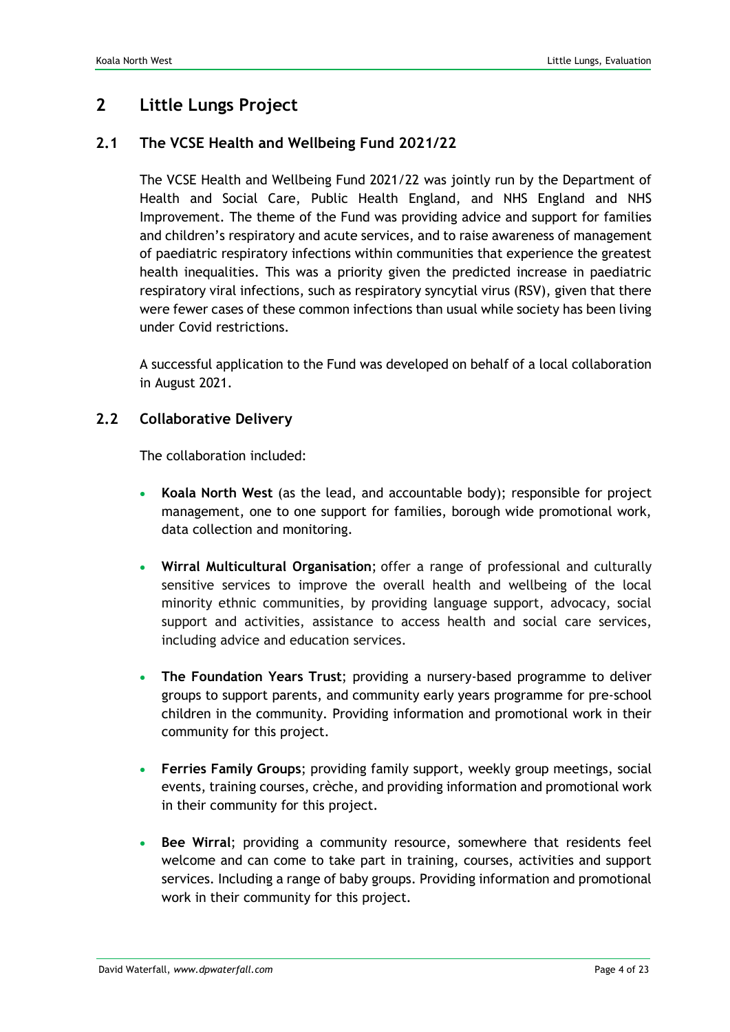# 2 Little Lungs Project

## 2.1 The VCSE Health and Wellbeing Fund 2021/22

The VCSE Health and Wellbeing Fund 2021/22 was jointly run by the Department of Health and Social Care, Public Health England, and NHS England and NHS Improvement. The theme of the Fund was providing advice and support for families and children's respiratory and acute services, and to raise awareness of management of paediatric respiratory infections within communities that experience the greatest health inequalities. This was a priority given the predicted increase in paediatric respiratory viral infections, such as respiratory syncytial virus (RSV), given that there were fewer cases of these common infections than usual while society has been living under Covid restrictions.

A successful application to the Fund was developed on behalf of a local collaboration in August 2021.

## 2.2 Collaborative Delivery

The collaboration included:

- **Koala North West** (as the lead, and accountable body); responsible for project management, one to one support for families, borough wide promotional work, data collection and monitoring.
- **Wirral Multicultural Organisation**; offer a range of professional and culturally sensitive services to improve the overall health and wellbeing of the local minority ethnic communities, by providing language support, advocacy, social support and activities, assistance to access health and social care services, including advice and education services.
- **The Foundation Years Trust**; providing a nursery-based programme to deliver groups to support parents, and community early years programme for pre-school children in the community. Providing information and promotional work in their community for this project.
- **Ferries Family Groups**; providing family support, weekly group meetings, social events, training courses, crèche, and providing information and promotional work in their community for this project.
- **Bee Wirral**; providing a community resource, somewhere that residents feel welcome and can come to take part in training, courses, activities and support services. Including a range of baby groups. Providing information and promotional work in their community for this project.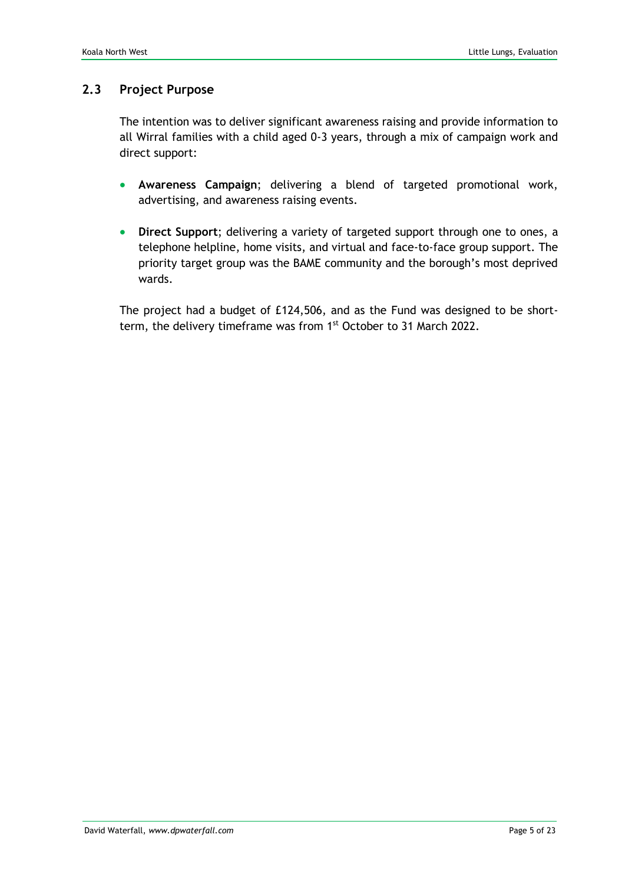## 2.3 Project Purpose

The intention was to deliver significant awareness raising and provide information to all Wirral families with a child aged 0-3 years, through a mix of campaign work and direct support:

- **Awareness Campaign**; delivering a blend of targeted promotional work, advertising, and awareness raising events.
- **Direct Support**; delivering a variety of targeted support through one to ones, a telephone helpline, home visits, and virtual and face-to-face group support. The priority target group was the BAME community and the borough's most deprived wards.

The project had a budget of £124,506, and as the Fund was designed to be short-term, the delivery timeframe was from 1st October to 31 March 2022.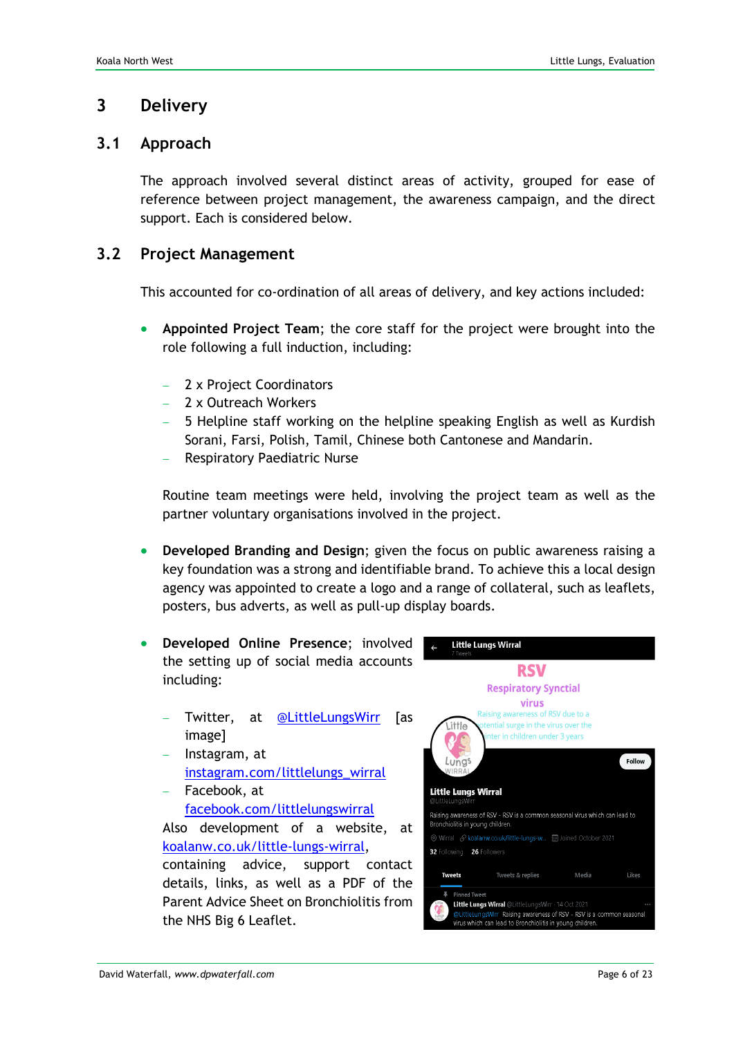# 3 Delivery

## 3.1 Approach

The approach involved several distinct areas of activity, grouped for ease of reference between project management, the awareness campaign, and the direct support. Each is considered below.

## 3.2 Project Management

This accounted for co-ordination of all areas of delivery, and key actions included:

- **Appointed Project Team**; the core staff for the project were brought into the role following a full induction, including:

  - 2 x Project Coordinators
  - 2 x Outreach Workers
  - 5 Helpline staff working on the helpline speaking English as well as Kurdish Sorani, Farsi, Polish, Tamil, Chinese both Cantonese and Mandarin.
  - Respiratory Paediatric Nurse

  Routine team meetings were held, involving the project team as well as the partner voluntary organisations involved in the project.

- **Developed Branding and Design**; given the focus on public awareness raising a key foundation was a strong and identifiable brand. To achieve this a local design agency was appointed to create a logo and a range of collateral, such as leaflets, posters, bus adverts, as well as pull-up display boards.

- **Developed Online Presence**; involved the setting up of social media accounts including:

  - Twitter, at @LittleLungsWirr [as image]
  - Instagram, at instagram.com/littlelungs_wirral
  - Facebook, at facebook.com/littlelungswirral

  Also development of a website, at koalanw.co.uk/little-lungs-wirral, containing advice, support contact details, links, as well as a PDF of the Parent Advice Sheet on Bronchiolitis from the NHS Big 6 Leaflet.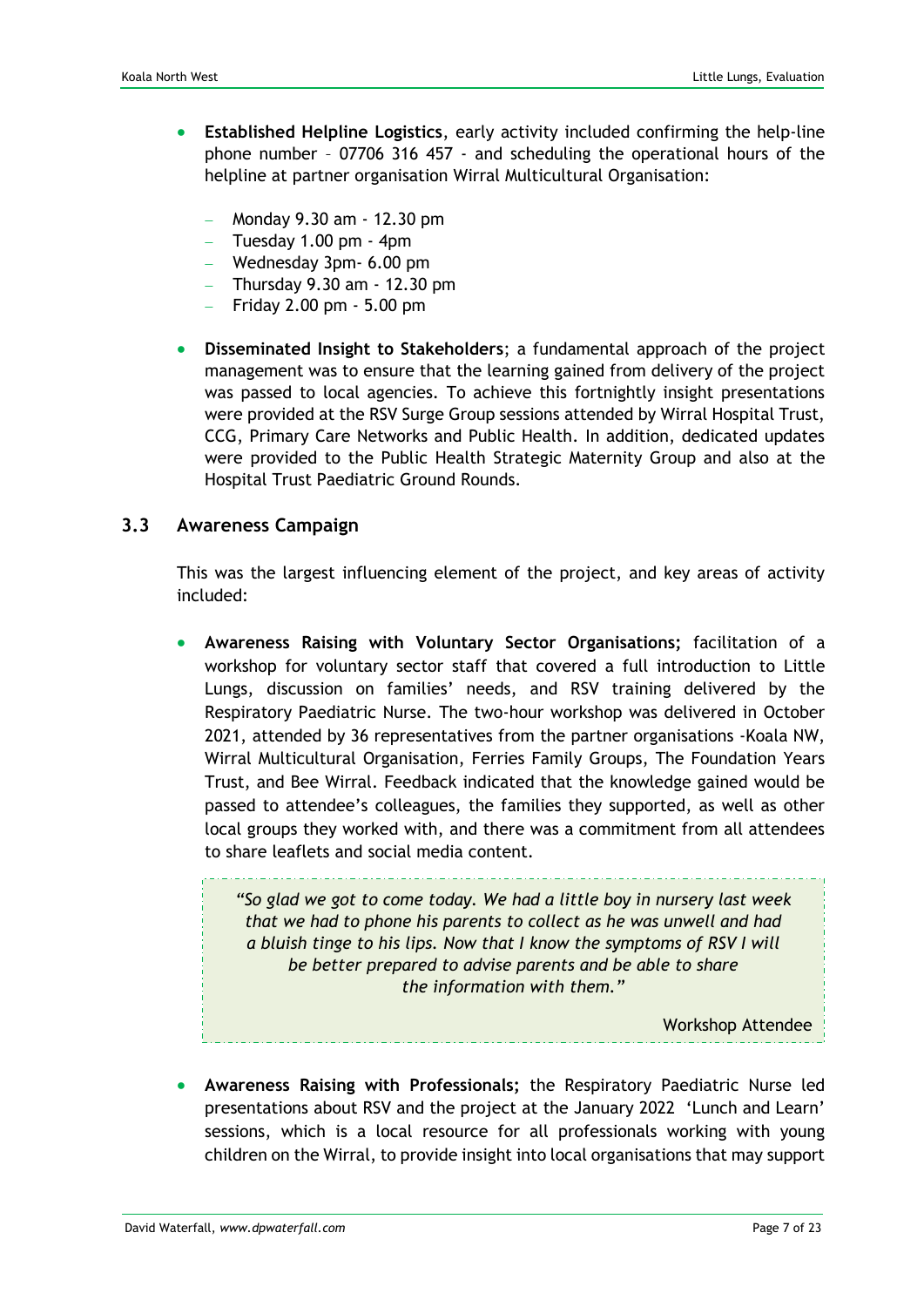- **Established Helpline Logistics**, early activity included confirming the help-line phone number – 07706 316 457 - and scheduling the operational hours of the helpline at partner organisation Wirral Multicultural Organisation:

  - Monday 9.30 am - 12.30 pm
  - Tuesday 1.00 pm - 4pm
  - Wednesday 3pm- 6.00 pm
  - Thursday 9.30 am - 12.30 pm
  - Friday 2.00 pm - 5.00 pm

- **Disseminated Insight to Stakeholders**; a fundamental approach of the project management was to ensure that the learning gained from delivery of the project was passed to local agencies. To achieve this fortnightly insight presentations were provided at the RSV Surge Group sessions attended by Wirral Hospital Trust, CCG, Primary Care Networks and Public Health. In addition, dedicated updates were provided to the Public Health Strategic Maternity Group and also at the Hospital Trust Paediatric Ground Rounds.

### 3.3 Awareness Campaign

This was the largest influencing element of the project, and key areas of activity included:

- **Awareness Raising with Voluntary Sector Organisations;** facilitation of a workshop for voluntary sector staff that covered a full introduction to Little Lungs, discussion on families' needs, and RSV training delivered by the Respiratory Paediatric Nurse. The two-hour workshop was delivered in October 2021, attended by 36 representatives from the partner organisations -Koala NW, Wirral Multicultural Organisation, Ferries Family Groups, The Foundation Years Trust, and Bee Wirral. Feedback indicated that the knowledge gained would be passed to attendee's colleagues, the families they supported, as well as other local groups they worked with, and there was a commitment from all attendees to share leaflets and social media content.

> *"So glad we got to come today. We had a little boy in nursery last week that we had to phone his parents to collect as he was unwell and had a bluish tinge to his lips. Now that I know the symptoms of RSV I will be better prepared to advise parents and be able to share the information with them."*
>
> Workshop Attendee

- **Awareness Raising with Professionals;** the Respiratory Paediatric Nurse led presentations about RSV and the project at the January 2022 'Lunch and Learn' sessions, which is a local resource for all professionals working with young children on the Wirral, to provide insight into local organisations that may support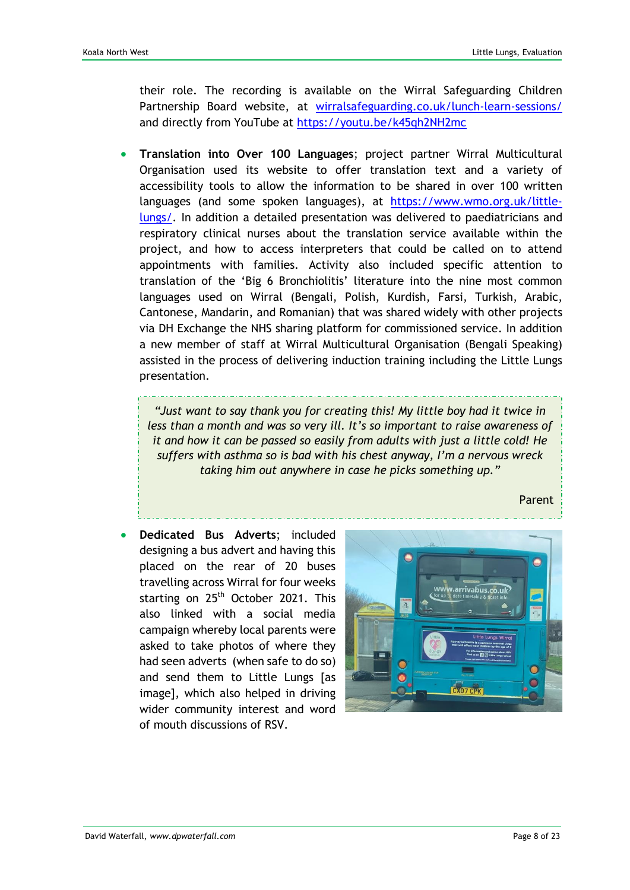their role. The recording is available on the Wirral Safeguarding Children Partnership Board website, at wirralsafeguarding.co.uk/lunch-learn-sessions/ and directly from YouTube at https://youtu.be/k45qh2NH2mc

- **Translation into Over 100 Languages**; project partner Wirral Multicultural Organisation used its website to offer translation text and a variety of accessibility tools to allow the information to be shared in over 100 written languages (and some spoken languages), at https://www.wmo.org.uk/little-lungs/. In addition a detailed presentation was delivered to paediatricians and respiratory clinical nurses about the translation service available within the project, and how to access interpreters that could be called on to attend appointments with families. Activity also included specific attention to translation of the 'Big 6 Bronchiolitis' literature into the nine most common languages used on Wirral (Bengali, Polish, Kurdish, Farsi, Turkish, Arabic, Cantonese, Mandarin, and Romanian) that was shared widely with other projects via DH Exchange the NHS sharing platform for commissioned service. In addition a new member of staff at Wirral Multicultural Organisation (Bengali Speaking) assisted in the process of delivering induction training including the Little Lungs presentation.

> *"Just want to say thank you for creating this! My little boy had it twice in less than a month and was so very ill. It's so important to raise awareness of it and how it can be passed so easily from adults with just a little cold! He suffers with asthma so is bad with his chest anyway, I'm a nervous wreck taking him out anywhere in case he picks something up."*
>
> Parent

- **Dedicated Bus Adverts**; included designing a bus advert and having this placed on the rear of 20 buses travelling across Wirral for four weeks starting on 25th October 2021. This also linked with a social media campaign whereby local parents were asked to take photos of where they had seen adverts (when safe to do so) and send them to Little Lungs [as image], which also helped in driving wider community interest and word of mouth discussions of RSV.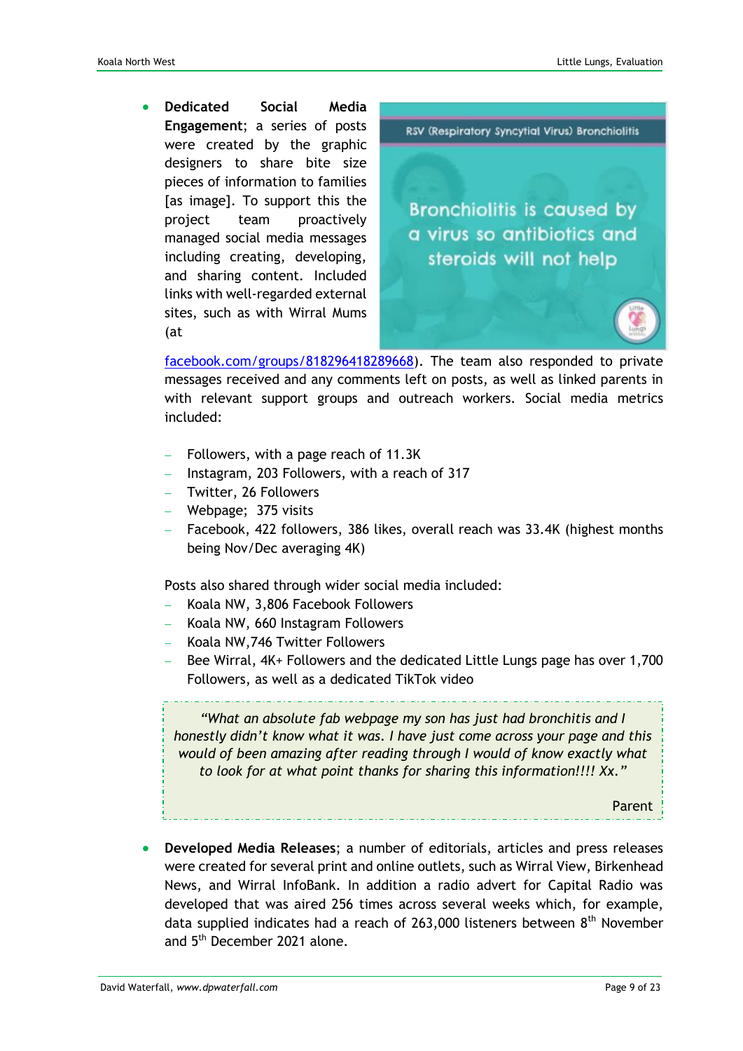- **Dedicated Social Media Engagement**; a series of posts were created by the graphic designers to share bite size pieces of information to families [as image]. To support this the project team proactively managed social media messages including creating, developing, and sharing content. Included links with well-regarded external sites, such as with Wirral Mums (at facebook.com/groups/818296418289668). The team also responded to private messages received and any comments left on posts, as well as linked parents in with relevant support groups and outreach workers. Social media metrics included:

  - Followers, with a page reach of 11.3K
  - Instagram, 203 Followers, with a reach of 317
  - Twitter, 26 Followers
  - Webpage; 375 visits
  - Facebook, 422 followers, 386 likes, overall reach was 33.4K (highest months being Nov/Dec averaging 4K)

  Posts also shared through wider social media included:

  - Koala NW, 3,806 Facebook Followers
  - Koala NW, 660 Instagram Followers
  - Koala NW,746 Twitter Followers
  - Bee Wirral, 4K+ Followers and the dedicated Little Lungs page has over 1,700 Followers, as well as a dedicated TikTok video

> *"What an absolute fab webpage my son has just had bronchitis and I honestly didn't know what it was. I have just come across your page and this would of been amazing after reading through I would of know exactly what to look for at what point thanks for sharing this information!!!! Xx."*
>
> Parent

- **Developed Media Releases**; a number of editorials, articles and press releases were created for several print and online outlets, such as Wirral View, Birkenhead News, and Wirral InfoBank. In addition a radio advert for Capital Radio was developed that was aired 256 times across several weeks which, for example, data supplied indicates had a reach of 263,000 listeners between 8th November and 5th December 2021 alone.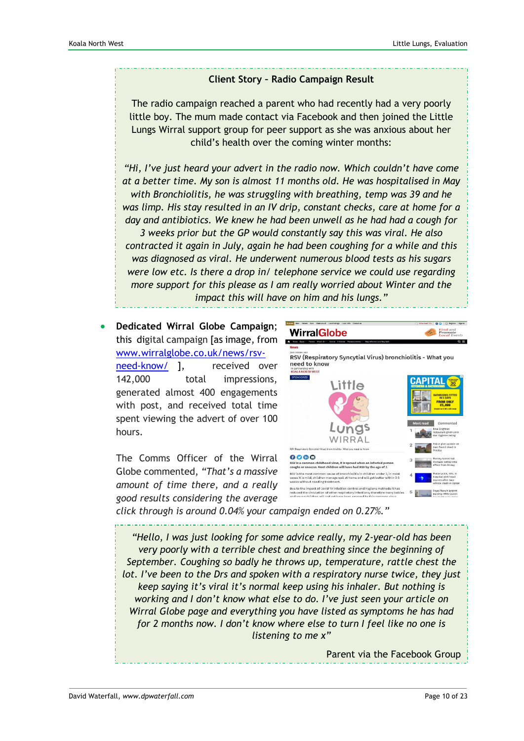**Client Story – Radio Campaign Result**

The radio campaign reached a parent who had recently had a very poorly little boy. The mum made contact via Facebook and then joined the Little Lungs Wirral support group for peer support as she was anxious about her child's health over the coming winter months:

*"Hi, I've just heard your advert in the radio now. Which couldn't have come at a better time. My son is almost 11 months old. He was hospitalised in May with Bronchiolitis, he was struggling with breathing, temp was 39 and he was limp. His stay resulted in an IV drip, constant checks, care at home for a day and antibiotics. We knew he had been unwell as he had had a cough for 3 weeks prior but the GP would constantly say this was viral. He also contracted it again in July, again he had been coughing for a while and this was diagnosed as viral. He underwent numerous blood tests as his sugars were low etc. Is there a drop in/ telephone service we could use regarding more support for this please as I am really worried about Winter and the impact this will have on him and his lungs."*

- **Dedicated Wirral Globe Campaign**; this digital campaign [as image, from www.wirralglobe.co.uk/news/rsv-need-know/ ], received over 142,000 total impressions, generated almost 400 engagements with post, and received total time spent viewing the advert of over 100 hours.

  The Comms Officer of the Wirral Globe commented, *"That's a massive amount of time there, and a really good results considering the average click through is around 0.04% your campaign ended on 0.27%."*

*"Hello, I was just looking for some advice really, my 2-year-old has been very poorly with a terrible chest and breathing since the beginning of September. Coughing so badly he throws up, temperature, rattle chest the lot. I've been to the Drs and spoken with a respiratory nurse twice, they just keep saying it's viral it's normal keep using his inhaler. But nothing is working and I don't know what else to do. I've just seen your article on Wirral Globe page and everything you have listed as symptoms he has had for 2 months now. I don't know where else to turn I feel like no one is listening to me x"*

Parent via the Facebook Group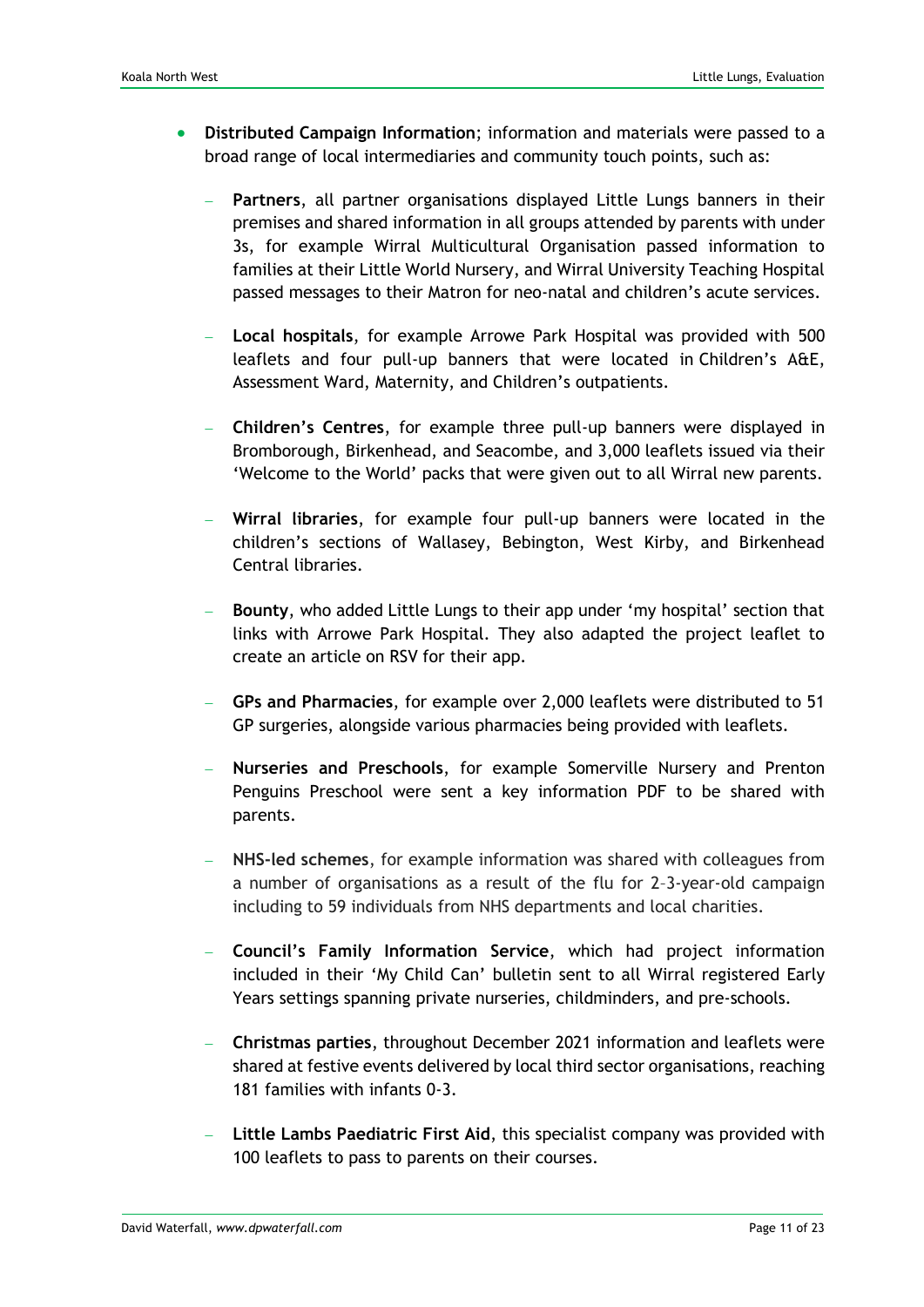- **Distributed Campaign Information**; information and materials were passed to a broad range of local intermediaries and community touch points, such as:
  - **Partners**, all partner organisations displayed Little Lungs banners in their premises and shared information in all groups attended by parents with under 3s, for example Wirral Multicultural Organisation passed information to families at their Little World Nursery, and Wirral University Teaching Hospital passed messages to their Matron for neo-natal and children's acute services.
  - **Local hospitals**, for example Arrowe Park Hospital was provided with 500 leaflets and four pull-up banners that were located in Children's A&E, Assessment Ward, Maternity, and Children's outpatients.
  - **Children's Centres**, for example three pull-up banners were displayed in Bromborough, Birkenhead, and Seacombe, and 3,000 leaflets issued via their 'Welcome to the World' packs that were given out to all Wirral new parents.
  - **Wirral libraries**, for example four pull-up banners were located in the children's sections of Wallasey, Bebington, West Kirby, and Birkenhead Central libraries.
  - **Bounty**, who added Little Lungs to their app under 'my hospital' section that links with Arrowe Park Hospital. They also adapted the project leaflet to create an article on RSV for their app.
  - **GPs and Pharmacies**, for example over 2,000 leaflets were distributed to 51 GP surgeries, alongside various pharmacies being provided with leaflets.
  - **Nurseries and Preschools**, for example Somerville Nursery and Prenton Penguins Preschool were sent a key information PDF to be shared with parents.
  - **NHS-led schemes**, for example information was shared with colleagues from a number of organisations as a result of the flu for 2–3-year-old campaign including to 59 individuals from NHS departments and local charities.
  - **Council's Family Information Service**, which had project information included in their 'My Child Can' bulletin sent to all Wirral registered Early Years settings spanning private nurseries, childminders, and pre-schools.
  - **Christmas parties**, throughout December 2021 information and leaflets were shared at festive events delivered by local third sector organisations, reaching 181 families with infants 0-3.
  - **Little Lambs Paediatric First Aid**, this specialist company was provided with 100 leaflets to pass to parents on their courses.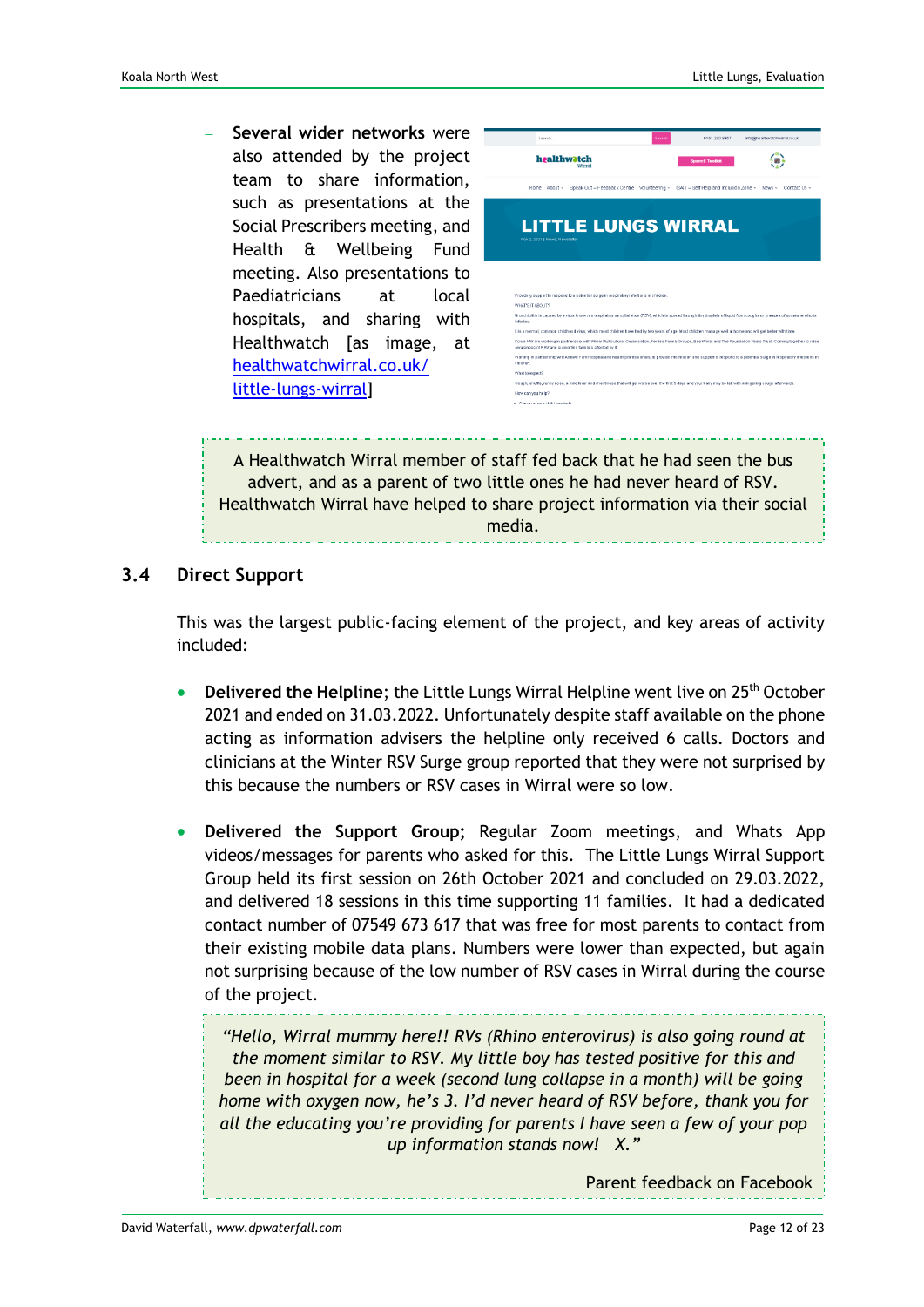- **Several wider networks** were also attended by the project team to share information, such as presentations at the Social Prescribers meeting, and Health & Wellbeing Fund meeting. Also presentations to Paediatricians at local hospitals, and sharing with Healthwatch [as image, at healthwatchwirral.co.uk/little-lungs-wirral]

> A Healthwatch Wirral member of staff fed back that he had seen the bus advert, and as a parent of two little ones he had never heard of RSV. Healthwatch Wirral have helped to share project information via their social media.

## 3.4 Direct Support

This was the largest public-facing element of the project, and key areas of activity included:

- **Delivered the Helpline**; the Little Lungs Wirral Helpline went live on 25th October 2021 and ended on 31.03.2022. Unfortunately despite staff available on the phone acting as information advisers the helpline only received 6 calls. Doctors and clinicians at the Winter RSV Surge group reported that they were not surprised by this because the numbers or RSV cases in Wirral were so low.

- **Delivered the Support Group;** Regular Zoom meetings, and Whats App videos/messages for parents who asked for this. The Little Lungs Wirral Support Group held its first session on 26th October 2021 and concluded on 29.03.2022, and delivered 18 sessions in this time supporting 11 families. It had a dedicated contact number of 07549 673 617 that was free for most parents to contact from their existing mobile data plans. Numbers were lower than expected, but again not surprising because of the low number of RSV cases in Wirral during the course of the project.

> *"Hello, Wirral mummy here!! RVs (Rhino enterovirus) is also going round at the moment similar to RSV. My little boy has tested positive for this and been in hospital for a week (second lung collapse in a month) will be going home with oxygen now, he's 3. I'd never heard of RSV before, thank you for all the educating you're providing for parents I have seen a few of your pop up information stands now! X."*
>
> Parent feedback on Facebook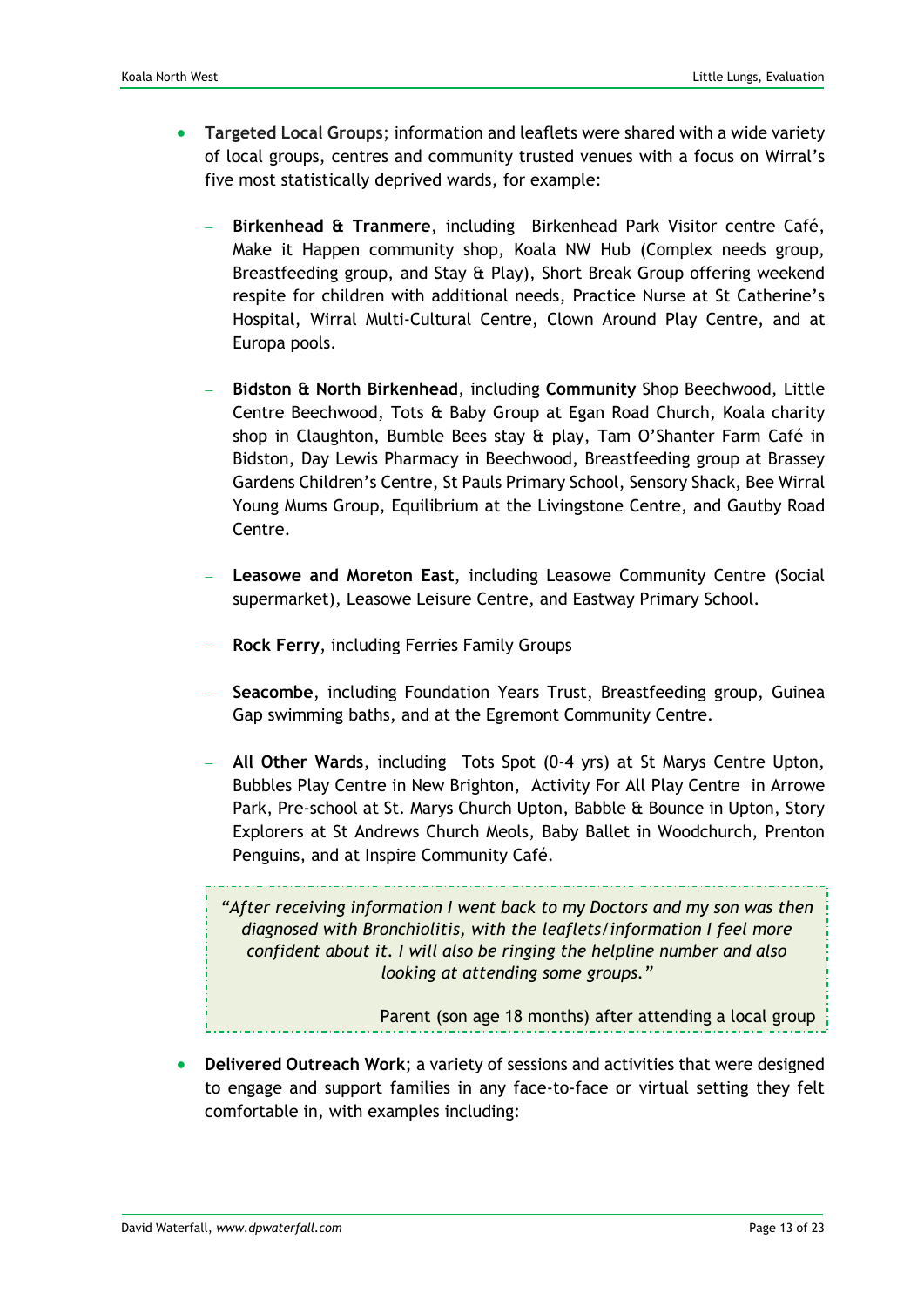- **Targeted Local Groups**; information and leaflets were shared with a wide variety of local groups, centres and community trusted venues with a focus on Wirral's five most statistically deprived wards, for example:

  - **Birkenhead & Tranmere**, including Birkenhead Park Visitor centre Café, Make it Happen community shop, Koala NW Hub (Complex needs group, Breastfeeding group, and Stay & Play), Short Break Group offering weekend respite for children with additional needs, Practice Nurse at St Catherine's Hospital, Wirral Multi-Cultural Centre, Clown Around Play Centre, and at Europa pools.

  - **Bidston & North Birkenhead**, including **Community** Shop Beechwood, Little Centre Beechwood, Tots & Baby Group at Egan Road Church, Koala charity shop in Claughton, Bumble Bees stay & play, Tam O'Shanter Farm Café in Bidston, Day Lewis Pharmacy in Beechwood, Breastfeeding group at Brassey Gardens Children's Centre, St Pauls Primary School, Sensory Shack, Bee Wirral Young Mums Group, Equilibrium at the Livingstone Centre, and Gautby Road Centre.

  - **Leasowe and Moreton East**, including Leasowe Community Centre (Social supermarket), Leasowe Leisure Centre, and Eastway Primary School.

  - **Rock Ferry**, including Ferries Family Groups

  - **Seacombe**, including Foundation Years Trust, Breastfeeding group, Guinea Gap swimming baths, and at the Egremont Community Centre.

  - **All Other Wards**, including Tots Spot (0-4 yrs) at St Marys Centre Upton, Bubbles Play Centre in New Brighton, Activity For All Play Centre in Arrowe Park, Pre-school at St. Marys Church Upton, Babble & Bounce in Upton, Story Explorers at St Andrews Church Meols, Baby Ballet in Woodchurch, Prenton Penguins, and at Inspire Community Café.

> *"After receiving information I went back to my Doctors and my son was then diagnosed with Bronchiolitis, with the leaflets/information I feel more confident about it. I will also be ringing the helpline number and also looking at attending some groups."*
>
> Parent (son age 18 months) after attending a local group

- **Delivered Outreach Work**; a variety of sessions and activities that were designed to engage and support families in any face-to-face or virtual setting they felt comfortable in, with examples including: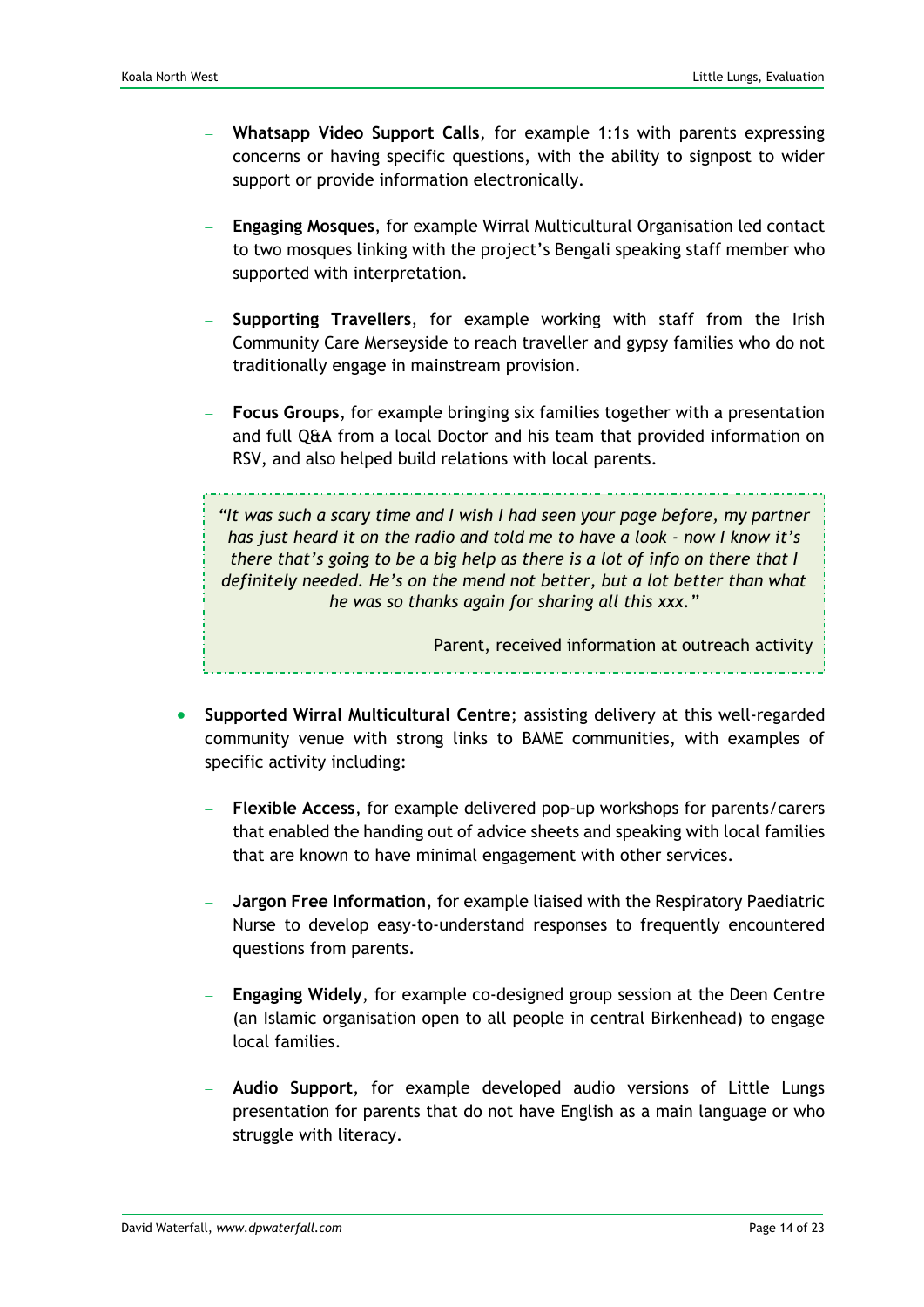- **Whatsapp Video Support Calls**, for example 1:1s with parents expressing concerns or having specific questions, with the ability to signpost to wider support or provide information electronically.

  - **Engaging Mosques**, for example Wirral Multicultural Organisation led contact to two mosques linking with the project's Bengali speaking staff member who supported with interpretation.

  - **Supporting Travellers**, for example working with staff from the Irish Community Care Merseyside to reach traveller and gypsy families who do not traditionally engage in mainstream provision.

  - **Focus Groups**, for example bringing six families together with a presentation and full Q&A from a local Doctor and his team that provided information on RSV, and also helped build relations with local parents.

> *"It was such a scary time and I wish I had seen your page before, my partner has just heard it on the radio and told me to have a look - now I know it's there that's going to be a big help as there is a lot of info on there that I definitely needed. He's on the mend not better, but a lot better than what he was so thanks again for sharing all this xxx."*
>
> Parent, received information at outreach activity

- **Supported Wirral Multicultural Centre**; assisting delivery at this well-regarded community venue with strong links to BAME communities, with examples of specific activity including:

  - **Flexible Access**, for example delivered pop-up workshops for parents/carers that enabled the handing out of advice sheets and speaking with local families that are known to have minimal engagement with other services.

  - **Jargon Free Information**, for example liaised with the Respiratory Paediatric Nurse to develop easy-to-understand responses to frequently encountered questions from parents.

  - **Engaging Widely**, for example co-designed group session at the Deen Centre (an Islamic organisation open to all people in central Birkenhead) to engage local families.

  - **Audio Support**, for example developed audio versions of Little Lungs presentation for parents that do not have English as a main language or who struggle with literacy.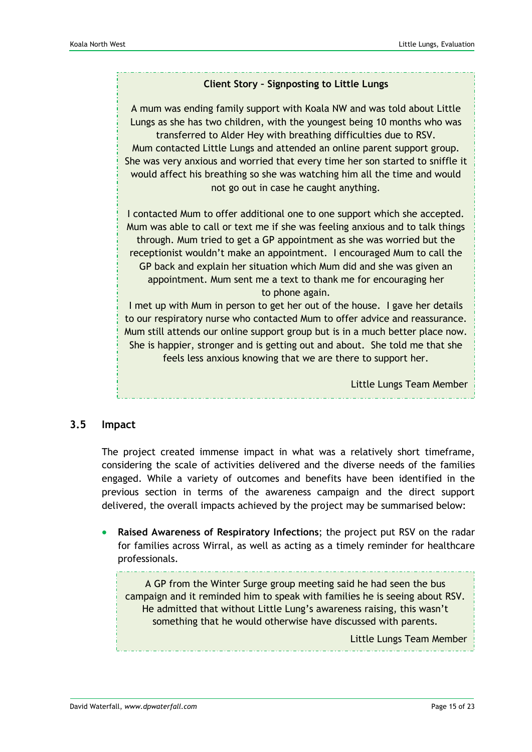**Client Story – Signposting to Little Lungs**

A mum was ending family support with Koala NW and was told about Little Lungs as she has two children, with the youngest being 10 months who was transferred to Alder Hey with breathing difficulties due to RSV. Mum contacted Little Lungs and attended an online parent support group. She was very anxious and worried that every time her son started to sniffle it would affect his breathing so she was watching him all the time and would not go out in case he caught anything.

I contacted Mum to offer additional one to one support which she accepted. Mum was able to call or text me if she was feeling anxious and to talk things through. Mum tried to get a GP appointment as she was worried but the receptionist wouldn't make an appointment. I encouraged Mum to call the GP back and explain her situation which Mum did and she was given an appointment. Mum sent me a text to thank me for encouraging her to phone again.

I met up with Mum in person to get her out of the house. I gave her details to our respiratory nurse who contacted Mum to offer advice and reassurance. Mum still attends our online support group but is in a much better place now. She is happier, stronger and is getting out and about. She told me that she feels less anxious knowing that we are there to support her.

Little Lungs Team Member

## 3.5 Impact

The project created immense impact in what was a relatively short timeframe, considering the scale of activities delivered and the diverse needs of the families engaged. While a variety of outcomes and benefits have been identified in the previous section in terms of the awareness campaign and the direct support delivered, the overall impacts achieved by the project may be summarised below:

- **Raised Awareness of Respiratory Infections**; the project put RSV on the radar for families across Wirral, as well as acting as a timely reminder for healthcare professionals.

A GP from the Winter Surge group meeting said he had seen the bus campaign and it reminded him to speak with families he is seeing about RSV. He admitted that without Little Lung's awareness raising, this wasn't something that he would otherwise have discussed with parents.

Little Lungs Team Member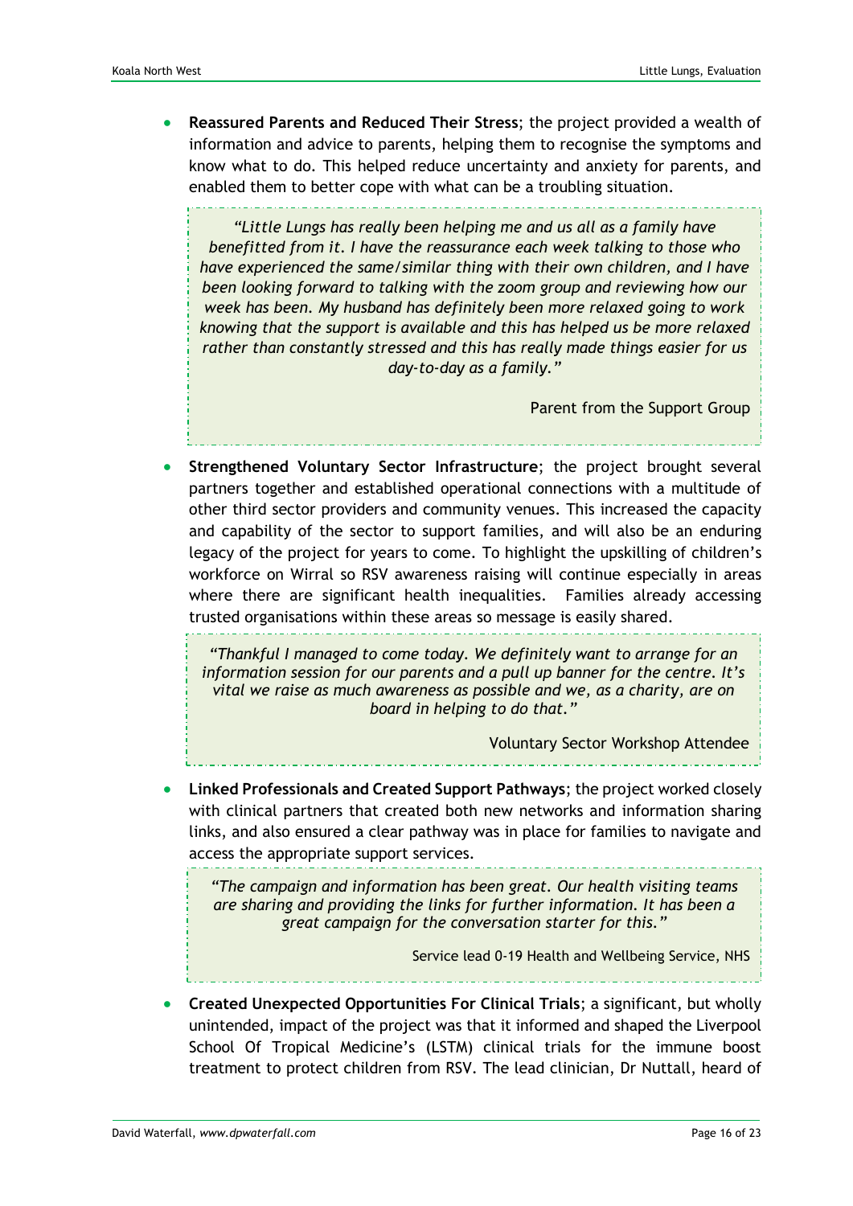- **Reassured Parents and Reduced Their Stress**; the project provided a wealth of information and advice to parents, helping them to recognise the symptoms and know what to do. This helped reduce uncertainty and anxiety for parents, and enabled them to better cope with what can be a troubling situation.

> *"Little Lungs has really been helping me and us all as a family have benefitted from it. I have the reassurance each week talking to those who have experienced the same/similar thing with their own children, and I have been looking forward to talking with the zoom group and reviewing how our week has been. My husband has definitely been more relaxed going to work knowing that the support is available and this has helped us be more relaxed rather than constantly stressed and this has really made things easier for us day-to-day as a family."*
>
> Parent from the Support Group

- **Strengthened Voluntary Sector Infrastructure**; the project brought several partners together and established operational connections with a multitude of other third sector providers and community venues. This increased the capacity and capability of the sector to support families, and will also be an enduring legacy of the project for years to come. To highlight the upskilling of children's workforce on Wirral so RSV awareness raising will continue especially in areas where there are significant health inequalities. Families already accessing trusted organisations within these areas so message is easily shared.

> *"Thankful I managed to come today. We definitely want to arrange for an information session for our parents and a pull up banner for the centre. It's vital we raise as much awareness as possible and we, as a charity, are on board in helping to do that."*
>
> Voluntary Sector Workshop Attendee

- **Linked Professionals and Created Support Pathways**; the project worked closely with clinical partners that created both new networks and information sharing links, and also ensured a clear pathway was in place for families to navigate and access the appropriate support services.

> *"The campaign and information has been great. Our health visiting teams are sharing and providing the links for further information. It has been a great campaign for the conversation starter for this."*
>
> Service lead 0-19 Health and Wellbeing Service, NHS

- **Created Unexpected Opportunities For Clinical Trials**; a significant, but wholly unintended, impact of the project was that it informed and shaped the Liverpool School Of Tropical Medicine's (LSTM) clinical trials for the immune boost treatment to protect children from RSV. The lead clinician, Dr Nuttall, heard of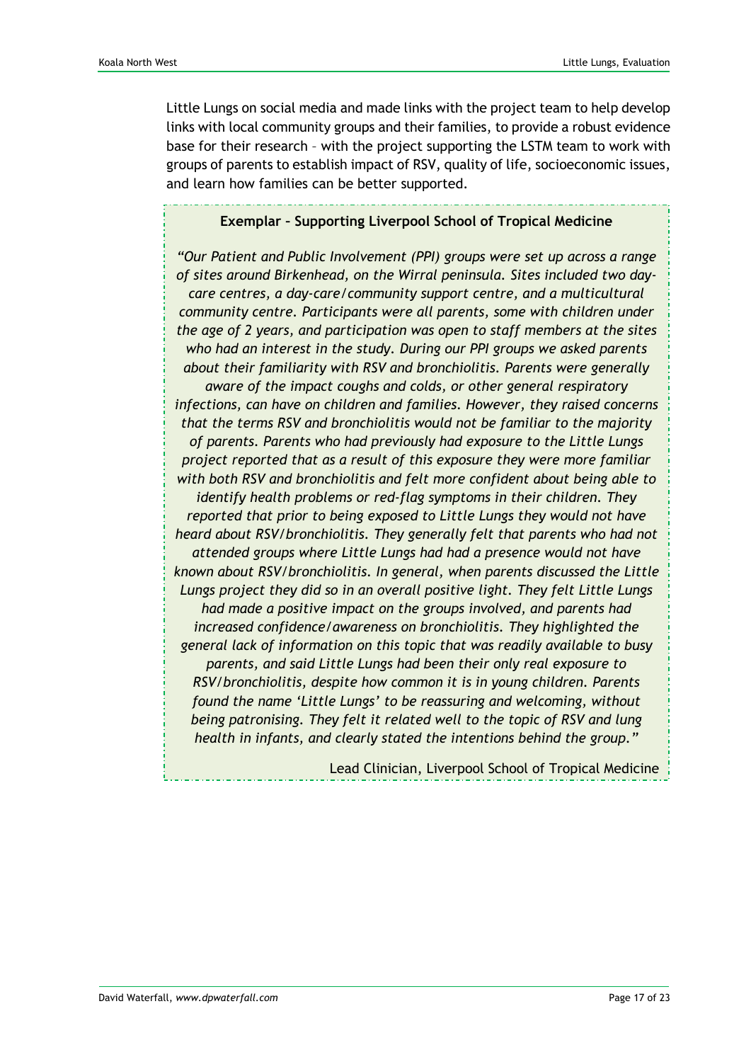Little Lungs on social media and made links with the project team to help develop links with local community groups and their families, to provide a robust evidence base for their research – with the project supporting the LSTM team to work with groups of parents to establish impact of RSV, quality of life, socioeconomic issues, and learn how families can be better supported.

**Exemplar – Supporting Liverpool School of Tropical Medicine**

*"Our Patient and Public Involvement (PPI) groups were set up across a range of sites around Birkenhead, on the Wirral peninsula. Sites included two day-care centres, a day-care/community support centre, and a multicultural community centre. Participants were all parents, some with children under the age of 2 years, and participation was open to staff members at the sites who had an interest in the study. During our PPI groups we asked parents about their familiarity with RSV and bronchiolitis. Parents were generally aware of the impact coughs and colds, or other general respiratory infections, can have on children and families. However, they raised concerns that the terms RSV and bronchiolitis would not be familiar to the majority of parents. Parents who had previously had exposure to the Little Lungs project reported that as a result of this exposure they were more familiar with both RSV and bronchiolitis and felt more confident about being able to identify health problems or red-flag symptoms in their children. They reported that prior to being exposed to Little Lungs they would not have heard about RSV/bronchiolitis. They generally felt that parents who had not attended groups where Little Lungs had had a presence would not have known about RSV/bronchiolitis. In general, when parents discussed the Little Lungs project they did so in an overall positive light. They felt Little Lungs had made a positive impact on the groups involved, and parents had increased confidence/awareness on bronchiolitis. They highlighted the general lack of information on this topic that was readily available to busy parents, and said Little Lungs had been their only real exposure to RSV/bronchiolitis, despite how common it is in young children. Parents found the name 'Little Lungs' to be reassuring and welcoming, without being patronising. They felt it related well to the topic of RSV and lung health in infants, and clearly stated the intentions behind the group."*

Lead Clinician, Liverpool School of Tropical Medicine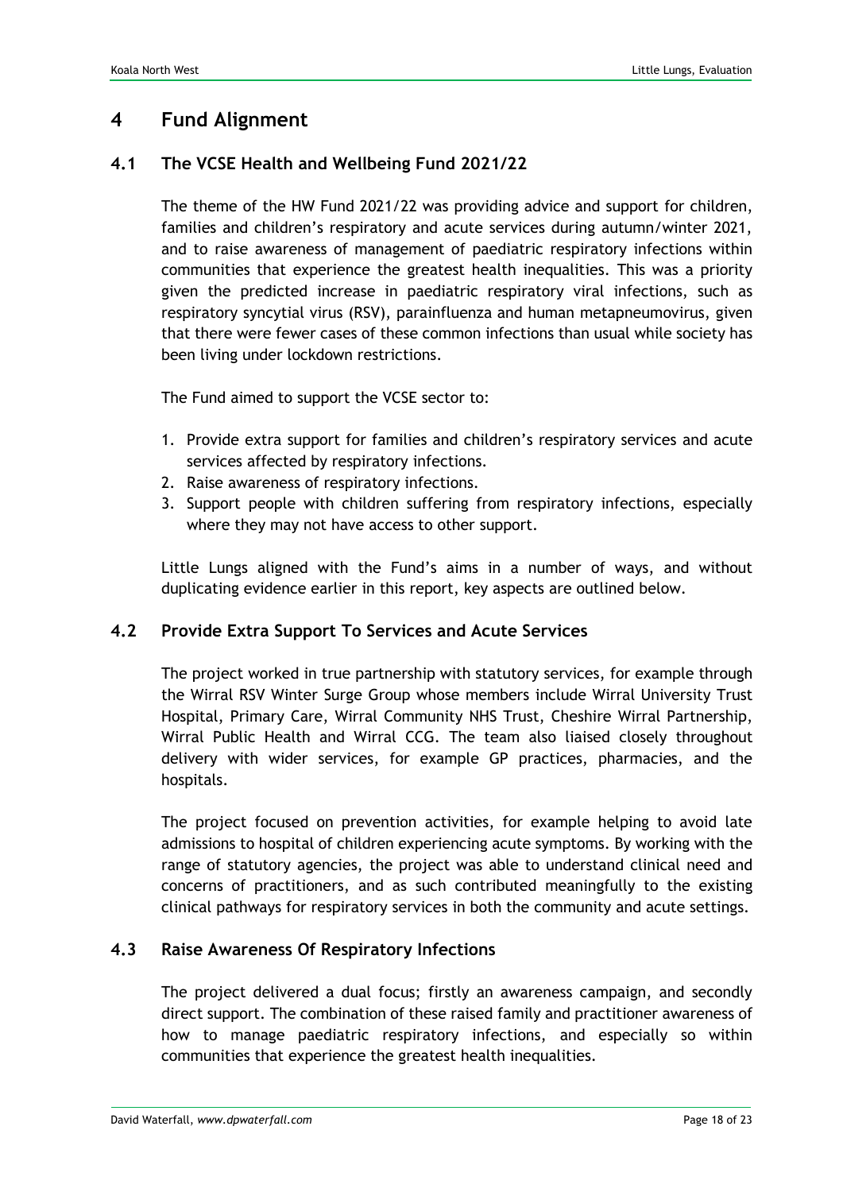# 4 Fund Alignment

## 4.1 The VCSE Health and Wellbeing Fund 2021/22

The theme of the HW Fund 2021/22 was providing advice and support for children, families and children's respiratory and acute services during autumn/winter 2021, and to raise awareness of management of paediatric respiratory infections within communities that experience the greatest health inequalities. This was a priority given the predicted increase in paediatric respiratory viral infections, such as respiratory syncytial virus (RSV), parainfluenza and human metapneumovirus, given that there were fewer cases of these common infections than usual while society has been living under lockdown restrictions.

The Fund aimed to support the VCSE sector to:

1. Provide extra support for families and children's respiratory services and acute services affected by respiratory infections.
2. Raise awareness of respiratory infections.
3. Support people with children suffering from respiratory infections, especially where they may not have access to other support.

Little Lungs aligned with the Fund's aims in a number of ways, and without duplicating evidence earlier in this report, key aspects are outlined below.

## 4.2 Provide Extra Support To Services and Acute Services

The project worked in true partnership with statutory services, for example through the Wirral RSV Winter Surge Group whose members include Wirral University Trust Hospital, Primary Care, Wirral Community NHS Trust, Cheshire Wirral Partnership, Wirral Public Health and Wirral CCG. The team also liaised closely throughout delivery with wider services, for example GP practices, pharmacies, and the hospitals.

The project focused on prevention activities, for example helping to avoid late admissions to hospital of children experiencing acute symptoms. By working with the range of statutory agencies, the project was able to understand clinical need and concerns of practitioners, and as such contributed meaningfully to the existing clinical pathways for respiratory services in both the community and acute settings.

## 4.3 Raise Awareness Of Respiratory Infections

The project delivered a dual focus; firstly an awareness campaign, and secondly direct support. The combination of these raised family and practitioner awareness of how to manage paediatric respiratory infections, and especially so within communities that experience the greatest health inequalities.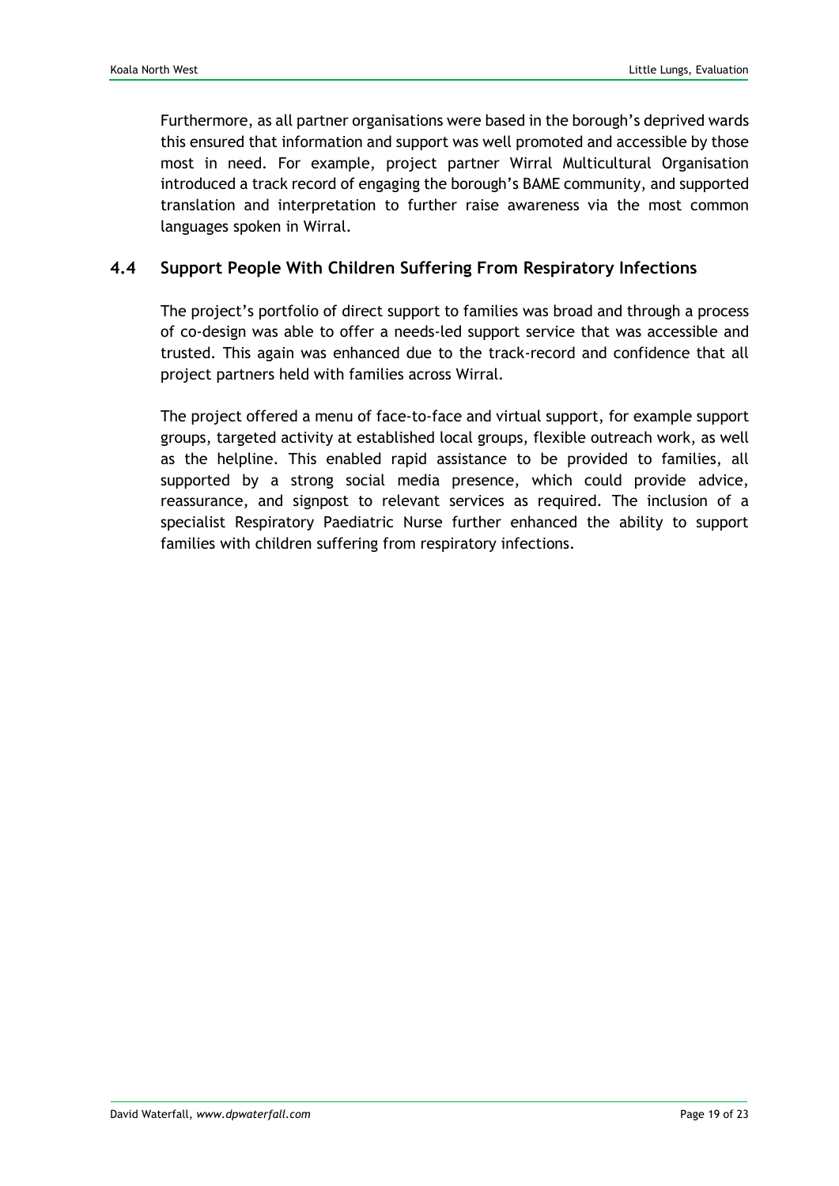Furthermore, as all partner organisations were based in the borough's deprived wards this ensured that information and support was well promoted and accessible by those most in need. For example, project partner Wirral Multicultural Organisation introduced a track record of engaging the borough's BAME community, and supported translation and interpretation to further raise awareness via the most common languages spoken in Wirral.

## 4.4 Support People With Children Suffering From Respiratory Infections

The project's portfolio of direct support to families was broad and through a process of co-design was able to offer a needs-led support service that was accessible and trusted. This again was enhanced due to the track-record and confidence that all project partners held with families across Wirral.

The project offered a menu of face-to-face and virtual support, for example support groups, targeted activity at established local groups, flexible outreach work, as well as the helpline. This enabled rapid assistance to be provided to families, all supported by a strong social media presence, which could provide advice, reassurance, and signpost to relevant services as required. The inclusion of a specialist Respiratory Paediatric Nurse further enhanced the ability to support families with children suffering from respiratory infections.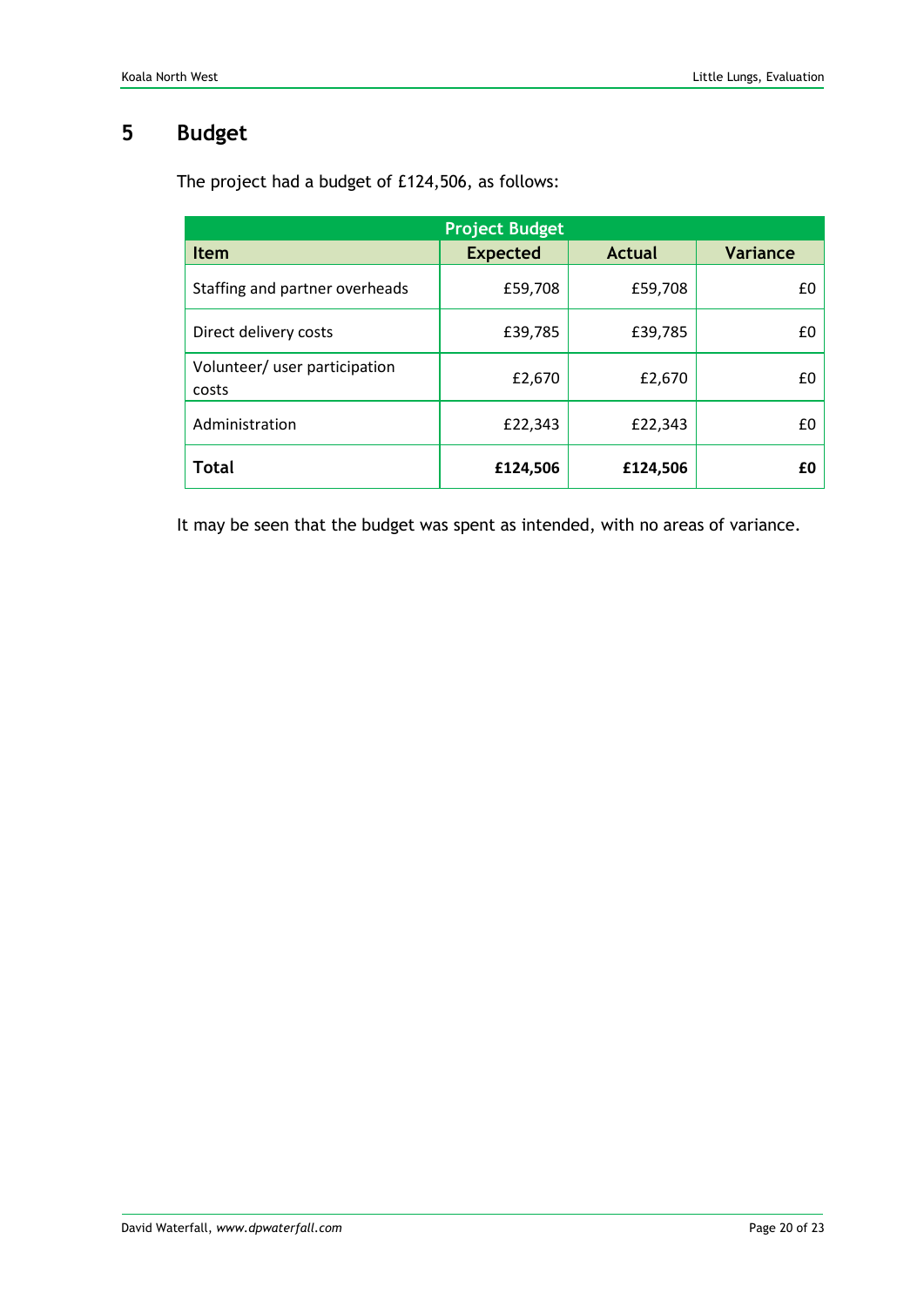# 5 Budget

The project had a budget of £124,506, as follows:

| Project Budget | | | |
|---|---|---|---|
| **Item** | **Expected** | **Actual** | **Variance** |
| Staffing and partner overheads | £59,708 | £59,708 | £0 |
| Direct delivery costs | £39,785 | £39,785 | £0 |
| Volunteer/ user participation costs | £2,670 | £2,670 | £0 |
| Administration | £22,343 | £22,343 | £0 |
| **Total** | **£124,506** | **£124,506** | **£0** |

It may be seen that the budget was spent as intended, with no areas of variance.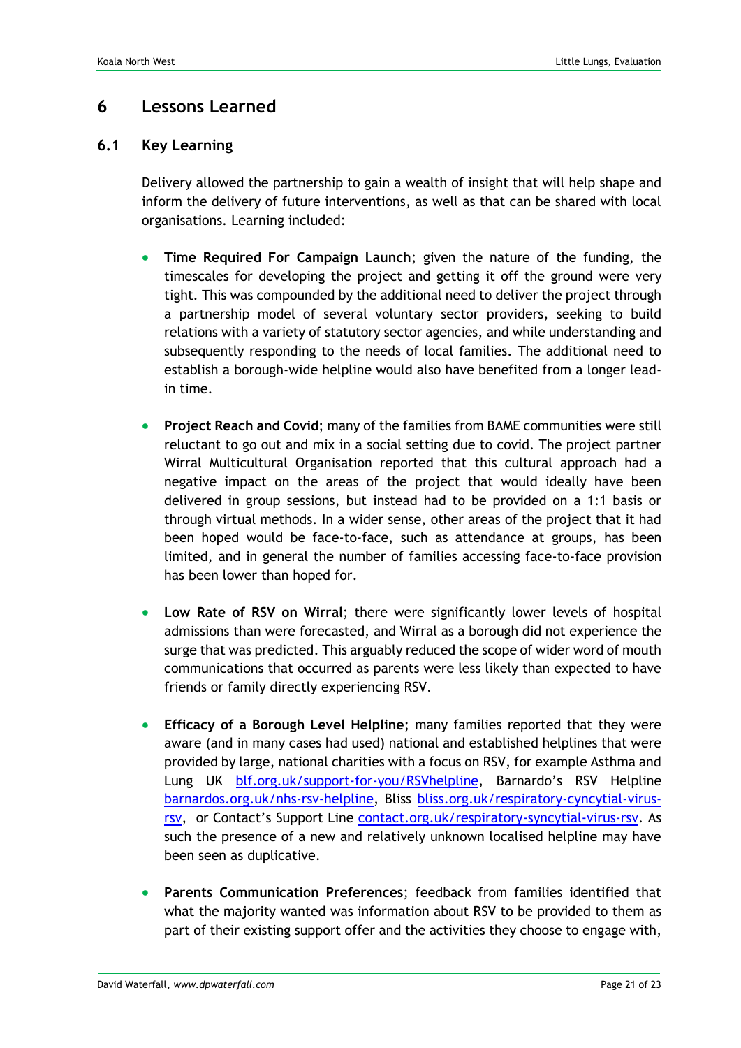# 6 Lessons Learned

## 6.1 Key Learning

Delivery allowed the partnership to gain a wealth of insight that will help shape and inform the delivery of future interventions, as well as that can be shared with local organisations. Learning included:

- **Time Required For Campaign Launch**; given the nature of the funding, the timescales for developing the project and getting it off the ground were very tight. This was compounded by the additional need to deliver the project through a partnership model of several voluntary sector providers, seeking to build relations with a variety of statutory sector agencies, and while understanding and subsequently responding to the needs of local families. The additional need to establish a borough-wide helpline would also have benefited from a longer lead-in time.

- **Project Reach and Covid**; many of the families from BAME communities were still reluctant to go out and mix in a social setting due to covid. The project partner Wirral Multicultural Organisation reported that this cultural approach had a negative impact on the areas of the project that would ideally have been delivered in group sessions, but instead had to be provided on a 1:1 basis or through virtual methods. In a wider sense, other areas of the project that it had been hoped would be face-to-face, such as attendance at groups, has been limited, and in general the number of families accessing face-to-face provision has been lower than hoped for.

- **Low Rate of RSV on Wirral**; there were significantly lower levels of hospital admissions than were forecasted, and Wirral as a borough did not experience the surge that was predicted. This arguably reduced the scope of wider word of mouth communications that occurred as parents were less likely than expected to have friends or family directly experiencing RSV.

- **Efficacy of a Borough Level Helpline**; many families reported that they were aware (and in many cases had used) national and established helplines that were provided by large, national charities with a focus on RSV, for example Asthma and Lung UK blf.org.uk/support-for-you/RSVhelpline, Barnardo's RSV Helpline barnardos.org.uk/nhs-rsv-helpline, Bliss bliss.org.uk/respiratory-cyncytial-virus-rsv, or Contact's Support Line contact.org.uk/respiratory-syncytial-virus-rsv. As such the presence of a new and relatively unknown localised helpline may have been seen as duplicative.

- **Parents Communication Preferences**; feedback from families identified that what the majority wanted was information about RSV to be provided to them as part of their existing support offer and the activities they choose to engage with,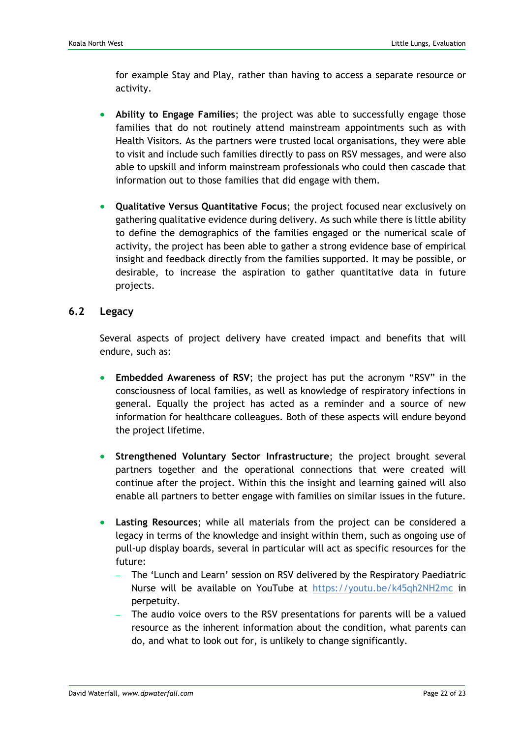for example Stay and Play, rather than having to access a separate resource or activity.

- **Ability to Engage Families**; the project was able to successfully engage those families that do not routinely attend mainstream appointments such as with Health Visitors. As the partners were trusted local organisations, they were able to visit and include such families directly to pass on RSV messages, and were also able to upskill and inform mainstream professionals who could then cascade that information out to those families that did engage with them.

- **Qualitative Versus Quantitative Focus**; the project focused near exclusively on gathering qualitative evidence during delivery. As such while there is little ability to define the demographics of the families engaged or the numerical scale of activity, the project has been able to gather a strong evidence base of empirical insight and feedback directly from the families supported. It may be possible, or desirable, to increase the aspiration to gather quantitative data in future projects.

## 6.2 Legacy

Several aspects of project delivery have created impact and benefits that will endure, such as:

- **Embedded Awareness of RSV**; the project has put the acronym "RSV" in the consciousness of local families, as well as knowledge of respiratory infections in general. Equally the project has acted as a reminder and a source of new information for healthcare colleagues. Both of these aspects will endure beyond the project lifetime.

- **Strengthened Voluntary Sector Infrastructure**; the project brought several partners together and the operational connections that were created will continue after the project. Within this the insight and learning gained will also enable all partners to better engage with families on similar issues in the future.

- **Lasting Resources**; while all materials from the project can be considered a legacy in terms of the knowledge and insight within them, such as ongoing use of pull-up display boards, several in particular will act as specific resources for the future:
  - The 'Lunch and Learn' session on RSV delivered by the Respiratory Paediatric Nurse will be available on YouTube at https://youtu.be/k45qh2NH2mc in perpetuity.
  - The audio voice overs to the RSV presentations for parents will be a valued resource as the inherent information about the condition, what parents can do, and what to look out for, is unlikely to change significantly.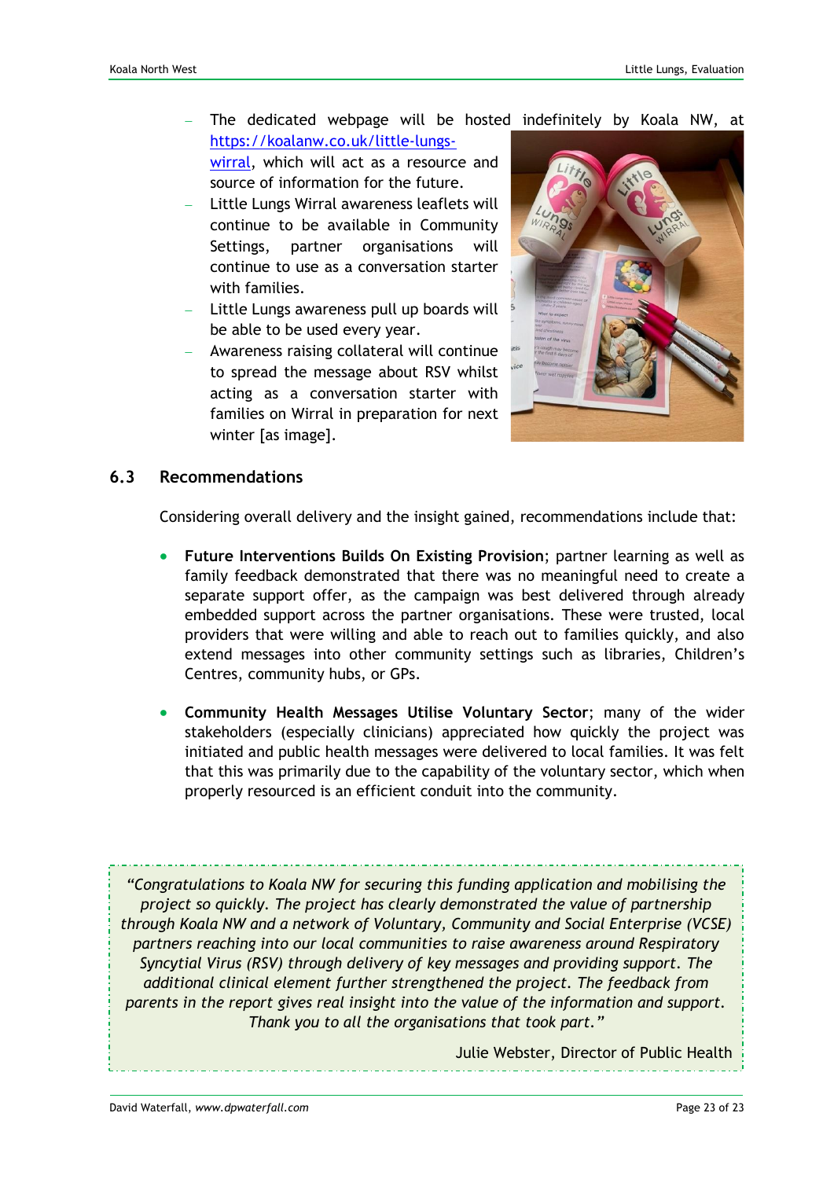- The dedicated webpage will be hosted indefinitely by Koala NW, at [https://koalanw.co.uk/little-lungs-wirral](https://koalanw.co.uk/little-lungs-wirral), which will act as a resource and source of information for the future.
- Little Lungs Wirral awareness leaflets will continue to be available in Community Settings, partner organisations will continue to use as a conversation starter with families.
- Little Lungs awareness pull up boards will be able to be used every year.
- Awareness raising collateral will continue to spread the message about RSV whilst acting as a conversation starter with families on Wirral in preparation for next winter [as image].

## 6.3 Recommendations

Considering overall delivery and the insight gained, recommendations include that:

- **Future Interventions Builds On Existing Provision**; partner learning as well as family feedback demonstrated that there was no meaningful need to create a separate support offer, as the campaign was best delivered through already embedded support across the partner organisations. These were trusted, local providers that were willing and able to reach out to families quickly, and also extend messages into other community settings such as libraries, Children's Centres, community hubs, or GPs.

- **Community Health Messages Utilise Voluntary Sector**; many of the wider stakeholders (especially clinicians) appreciated how quickly the project was initiated and public health messages were delivered to local families. It was felt that this was primarily due to the capability of the voluntary sector, which when properly resourced is an efficient conduit into the community.

> *"Congratulations to Koala NW for securing this funding application and mobilising the project so quickly. The project has clearly demonstrated the value of partnership through Koala NW and a network of Voluntary, Community and Social Enterprise (VCSE) partners reaching into our local communities to raise awareness around Respiratory Syncytial Virus (RSV) through delivery of key messages and providing support. The additional clinical element further strengthened the project. The feedback from parents in the report gives real insight into the value of the information and support. Thank you to all the organisations that took part."*
>
> Julie Webster, Director of Public Health